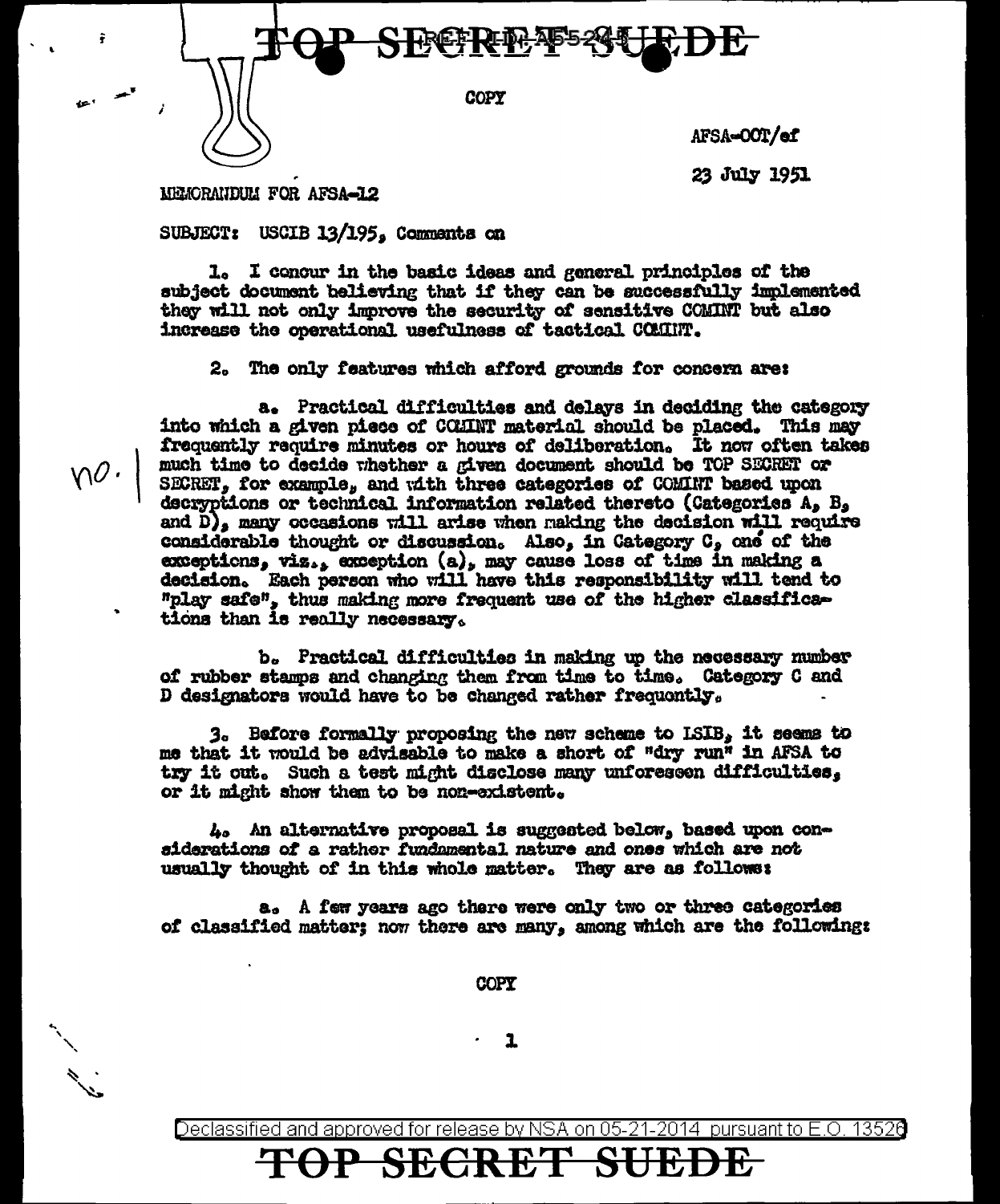TOP SECRET SUEDE

COPY

AFSA-00T/ef

23 July 1951

MEMORANDUM FOR AFSA-12

SUBJECT: USCIB 13/195, Comments on

1. I concur in the basic ideas and general principles of the subject document believing that if they can be successfully implemented they will not only improve the security of sensitive COMINT but also increase the operational usefulness of tactical COMINT.

2. The only features which afford grounds for concern are:

a. Practical difficulties and delays in deciding the category into which a given piece of COMINT material should be placed. This may frequently require minutes or hours of deliberation. It now often takes much time to decide whether a given document should be TOP SECRET or SECRET, for example, and with three categories of COMINT based upon decryptions or technical information related thereto (Categories A, B, and D), many occasions will arise when making the decision will require considerable thought or discussion. Also, in Category C, one of the exceptions, viz., exception (a), may cause loss of time in making a decision. Each person who will have this responsibility will tend to "play safe", thus making more frequent use of the higher classifications than is really necessary.

no.

b. Practical difficulties in making up the necessary number of rubber stamps and changing them from time to time. Category C and D designators would have to be changed rather frequently.

3. Before formally proposing the new scheme to LSIB, it seems to me that it would be advisable to make a short of "dry run" in AFSA to try it out. Such a test might disclose many unforeseen difficulties, or it might show them to be non-existent.

4. An alternative proposal is suggested below, based upon considerations of a rather fundamental nature and ones which are not usually thought of in this whole matter. They are as follows:

a. A few years ago there were only two or three categories of classified matter; now there are many, among which are the following:

COPY

Declassified and approved for release by NSA on 05-21-2014 pursuant to E.O. 13526

TOP SECRET SUEDE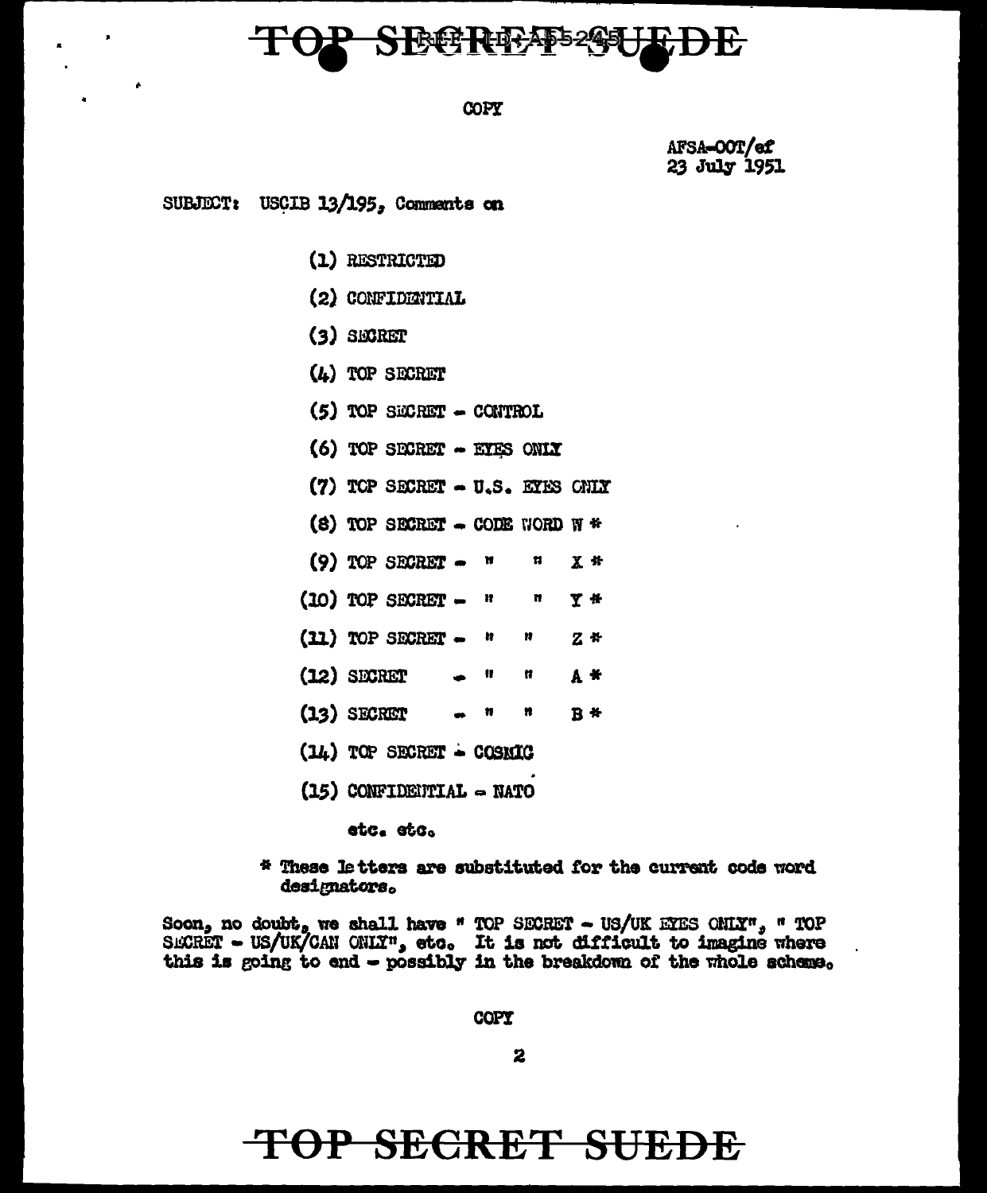COPY

AFSA-OOT/ef
23 July 1951

SUBJECT: USCIB 13/195, Comments on

(1) RESTRICTED

(2) CONFIDENTIAL

(3) SECRET

(4) TOP SECRET

(5) TOP SECRET - CONTROL

(6) TOP SECRET - EYES ONLY

(7) TOP SECRET - U.S. EYES ONLY

(8) TOP SECRET - CODE WORD W *

(9) TOP SECRET - " " X *

(10) TOP SECRET - " " Y *

(11) TOP SECRET - " " Z *

(12) SECRET - " " A *

(13) SECRET - " " B *

(14) TOP SECRET - COSMIC

(15) CONFIDENTIAL - NATO

etc. etc.

* These letters are substituted for the current code word designators.

Soon, no doubt, we shall have " TOP SECRET - US/UK EYES ONLY", " TOP SECRET - US/UK/CAN ONLY", etc. It is not difficult to imagine where this is going to end - possibly in the breakdown of the whole scheme.

COPY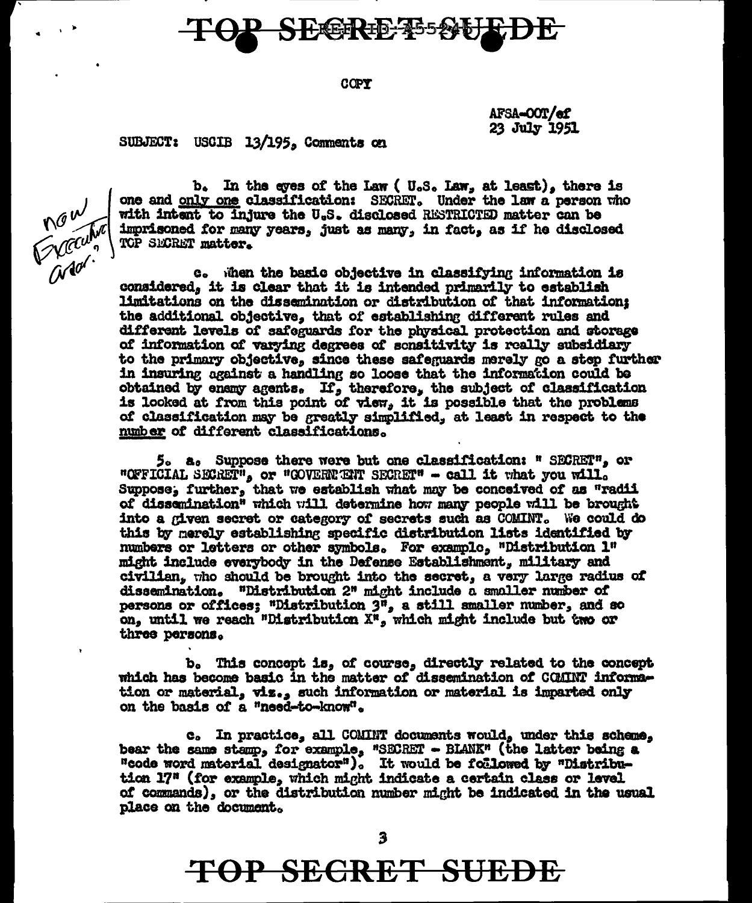TOP SECRET SUEDE

COPY

AFSA-OOT/ef
23 July 1951

SUBJECT: USCIB 13/195, Comments on

b. In the eyes of the Law ( U.S. Law, at least), there is one and only one classification: SECRET. Under the law a person who with intent to injure the U.S. disclosed RESTRICTED matter can be imprisoned for many years, just as many, in fact, as if he disclosed TOP SECRET matter.

now Executive Order?

c. When the basic objective in classifying information is considered, it is clear that it is intended primarily to establish limitations on the dissemination or distribution of that information; the additional objective, that of establishing different rules and different levels of safeguards for the physical protection and storage of information of varying degrees of sensitivity is really subsidiary to the primary objective, since these safeguards merely go a step further in insuring against a handling so loose that the information could be obtained by enemy agents. If, therefore, the subject of classification is looked at from this point of view, it is possible that the problems of classification may be greatly simplified, at least in respect to the number of different classifications.

5. a. Suppose there were but one classification: " SECRET", or "OFFICIAL SECRET", or "GOVERNMENT SECRET" - call it what you will. Suppose, further, that we establish what may be conceived of as "radii of dissemination" which will determine how many people will be brought into a given secret or category of secrets such as COMINT. We could do this by merely establishing specific distribution lists identified by numbers or letters or other symbols. For example, "Distribution 1" might include everybody in the Defense Establishment, military and civilian, who should be brought into the secret, a very large radius of dissemination. "Distribution 2" might include a smaller number of persons or offices; "Distribution 3", a still smaller number, and so on, until we reach "Distribution X", which might include but two or three persons.

b. This concept is, of course, directly related to the concept which has become basic in the matter of dissemination of COMINT information or material, viz., such information or material is imparted only on the basis of a "need-to-know".

c. In practice, all COMINT documents would, under this scheme, bear the same stamp, for example, "SECRET - BLANK" (the latter being a "code word material designator"). It would be followed by "Distribution 17" (for example, which might indicate a certain class or level of commands), or the distribution number might be indicated in the usual place on the document.

TOP SECRET SUEDE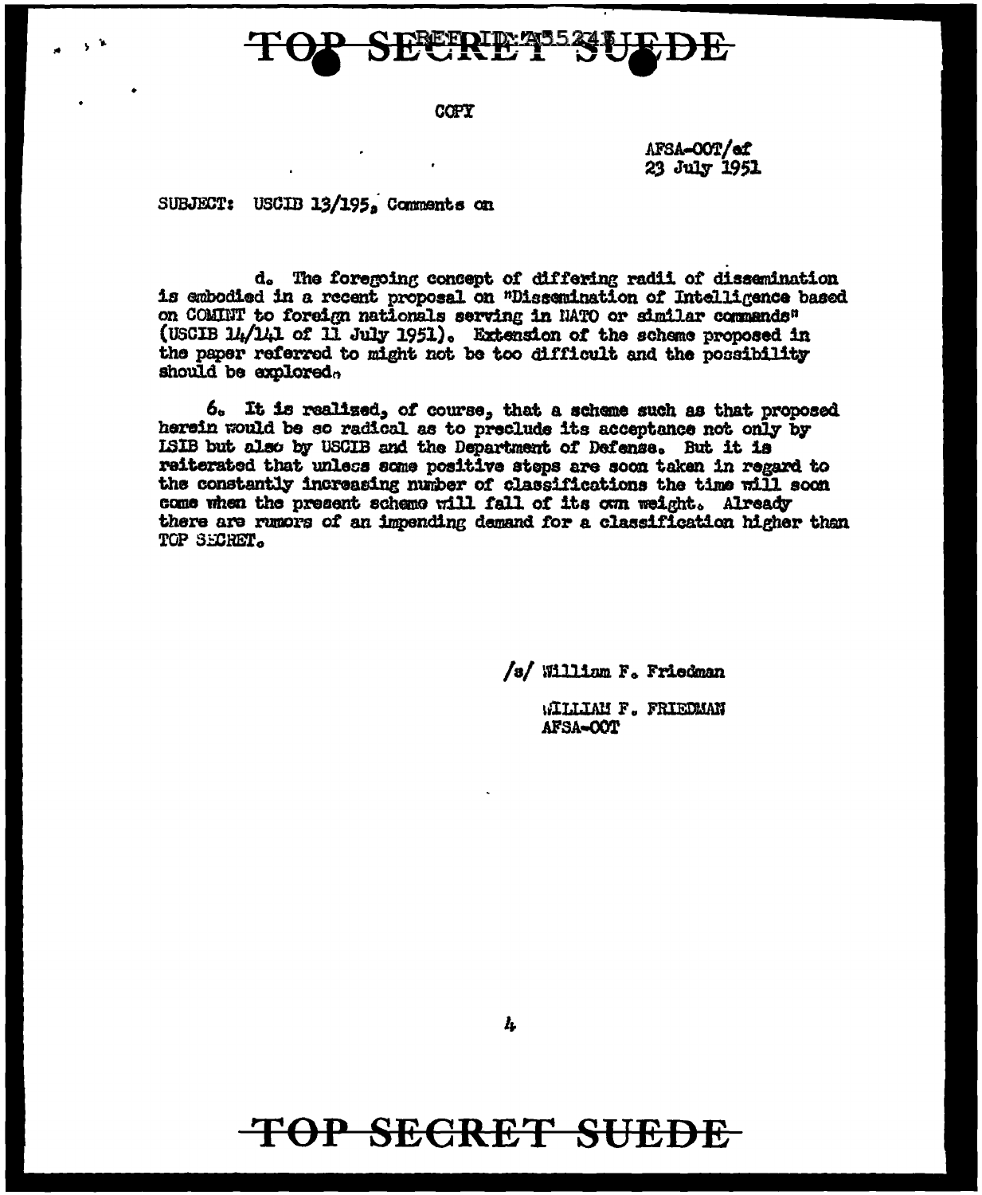TOP SECRET SUEDE

COPY

AFSA-OOT/ef
23 July 1951

SUBJECT: USCIB 13/195, Comments on

d. The foregoing concept of differing radii of dissemination is embodied in a recent proposal on "Dissemination of Intelligence based on COMINT to foreign nationals serving in NATO or similar commands" (USCIB 14/141 of 11 July 1951). Extension of the scheme proposed in the paper referred to might not be too difficult and the possibility should be explored.

6. It is realized, of course, that a scheme such as that proposed herein would be so radical as to preclude its acceptance not only by LSIB but also by USCIB and the Department of Defense. But it is reiterated that unless some positive steps are soon taken in regard to the constantly increasing number of classifications the time will soon come when the present scheme will fall of its own weight. Already there are rumors of an impending demand for a classification higher than TOP SECRET.

/s/ William F. Friedman

WILLIAM F. FRIEDMAN
AFSA-OOT

TOP SECRET SUEDE